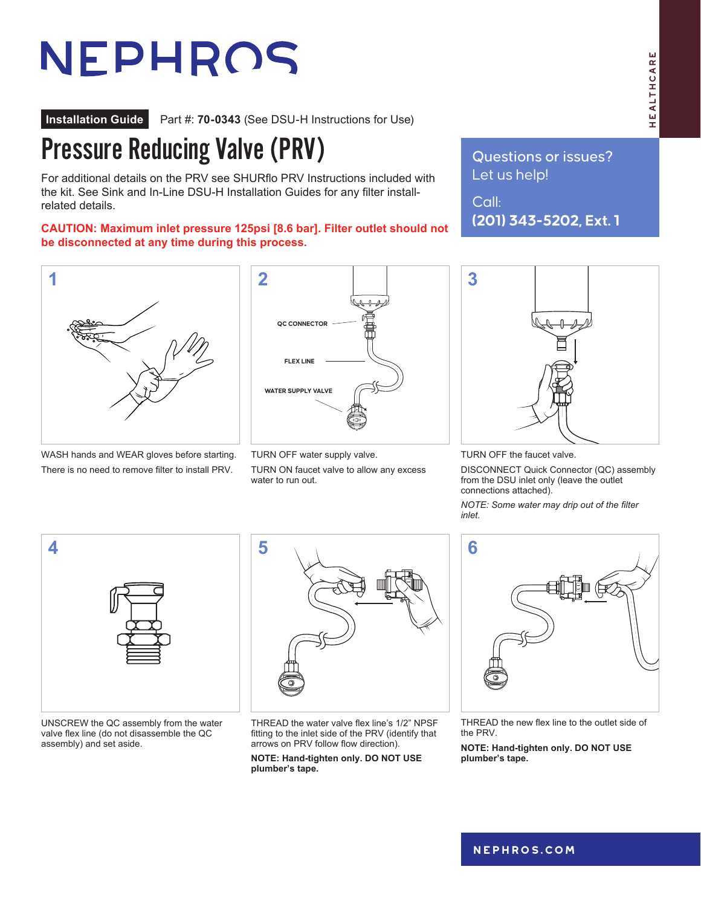# NEPHROS

HEALTHCARE

**Installation Guide** Part #: **70-0343** (See DSU-H Instructions for Use)

# Pressure Reducing Valve (PRV)

For additional details on the PRV see SHURflo PRV Instructions included with the kit. See Sink and In-Line DSU-H Installation Guides for any filter install-related details.

**CAUTION: Maximum inlet pressure 125psi [8.6 bar]. Filter outlet should not be disconnected at any time during this process.**

Questions or issues?
Let us help!

Call:
**(201) 343-5202, Ext. 1**

### 1

WASH hands and WEAR gloves before starting.

There is no need to remove filter to install PRV.

### 2

QC CONNECTOR

FLEX LINE

WATER SUPPLY VALVE

TURN OFF water supply valve.

TURN ON faucet valve to allow any excess water to run out.

### 3

TURN OFF the faucet valve.

DISCONNECT Quick Connector (QC) assembly from the DSU inlet only (leave the outlet connections attached).

*NOTE: Some water may drip out of the filter inlet.*

### 4

UNSCREW the QC assembly from the water valve flex line (do not disassemble the QC assembly) and set aside.

### 5

THREAD the water valve flex line's 1/2" NPSF fitting to the inlet side of the PRV (identify that arrows on PRV follow flow direction).

**NOTE: Hand-tighten only. DO NOT USE plumber's tape.**

### 6

THREAD the new flex line to the outlet side of the PRV.

**NOTE: Hand-tighten only. DO NOT USE plumber's tape.**

NEPHROS.COM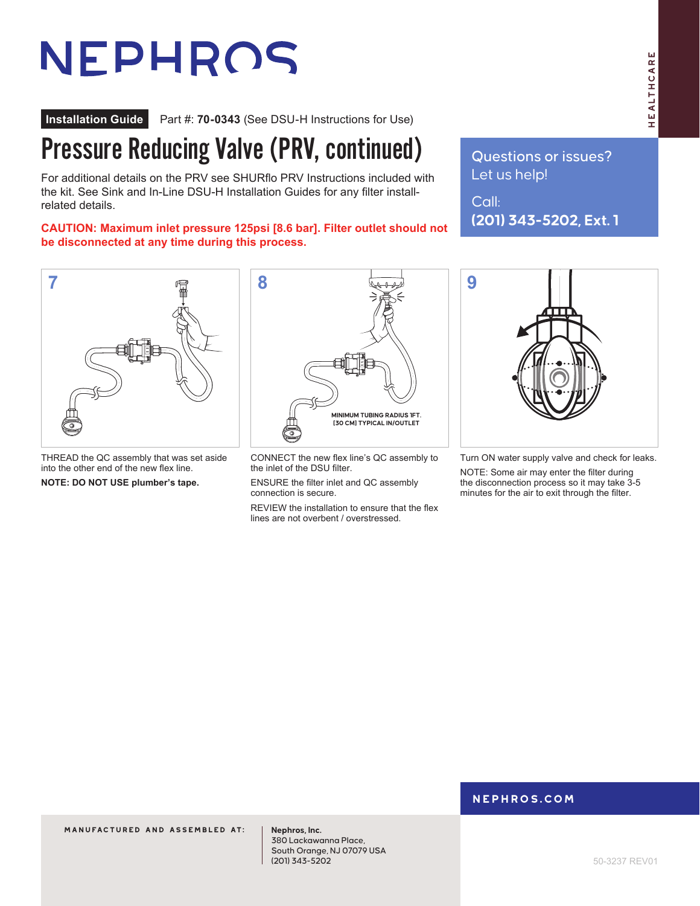# NEPHROS

HEALTHCARE

**Installation Guide** Part #: **70-0343** (See DSU-H Instructions for Use)

# Pressure Reducing Valve (PRV, continued)

For additional details on the PRV see SHURflo PRV Instructions included with the kit. See Sink and In-Line DSU-H Installation Guides for any filter install-related details.

**CAUTION: Maximum inlet pressure 125psi [8.6 bar]. Filter outlet should not be disconnected at any time during this process.**

Questions or issues?
Let us help!

Call:
**(201) 343-5202, Ext. 1**

**7**

THREAD the QC assembly that was set aside into the other end of the new flex line.

**NOTE: DO NOT USE plumber's tape.**

**8**

MINIMUM TUBING RADIUS 1FT. [30 CM] TYPICAL IN/OUTLET

CONNECT the new flex line's QC assembly to the inlet of the DSU filter.

ENSURE the filter inlet and QC assembly connection is secure.

REVIEW the installation to ensure that the flex lines are not overbent / overstressed.

**9**

Turn ON water supply valve and check for leaks.

NOTE: Some air may enter the filter during the disconnection process so it may take 3-5 minutes for the air to exit through the filter.

**NEPHROS.COM**

MANUFACTURED AND ASSEMBLED AT:

**Nephros, Inc.**
380 Lackawanna Place,
South Orange, NJ 07079 USA
(201) 343-5202

50-3237 REV01